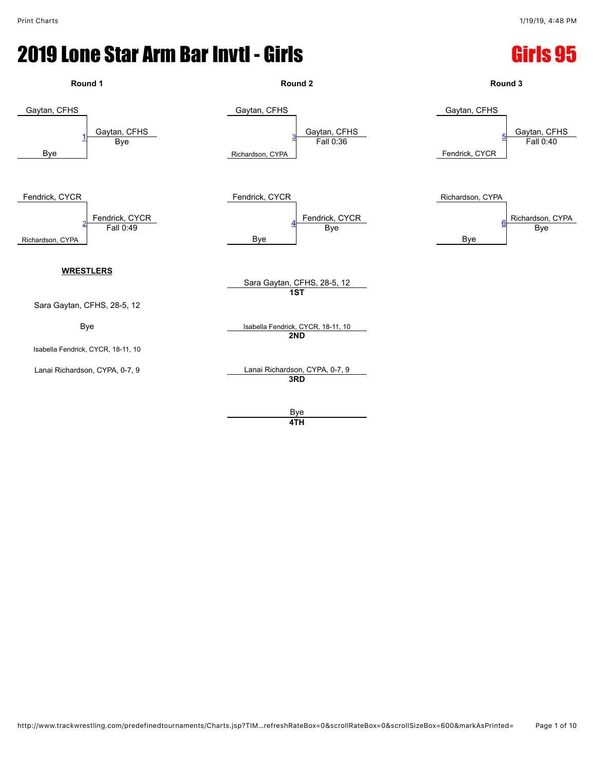# 2019 Lone Star Arm Bar Invtl - Girls

## Girls 95

### Round 1

| Match | Wrestler 1 | Wrestler 2 | Winner | Result |
|---|---|---|---|---|
| 1 | Gaytan, CFHS | Bye | Gaytan, CFHS | Bye |
| 2 | Fendrick, CYCR | Richardson, CYPA | Fendrick, CYCR | Fall 0:49 |

### Round 2

| Match | Wrestler 1 | Wrestler 2 | Winner | Result |
|---|---|---|---|---|
| 3 | Gaytan, CFHS | Richardson, CYPA | Gaytan, CFHS | Fall 0:36 |
| 4 | Fendrick, CYCR | Bye | Fendrick, CYCR | Bye |

### Round 3

| Match | Wrestler 1 | Wrestler 2 | Winner | Result |
|---|---|---|---|---|
| 5 | Gaytan, CFHS | Fendrick, CYCR | Gaytan, CFHS | Fall 0:40 |
| 6 | Richardson, CYPA | Bye | Richardson, CYPA | Bye |

**WRESTLERS**

Sara Gaytan, CFHS, 28-5, 12

Bye

Isabella Fendrick, CYCR, 18-11, 10

Lanai Richardson, CYPA, 0-7, 9

**Placings**

| Place | Wrestler |
|---|---|
| 1ST | Sara Gaytan, CFHS, 28-5, 12 |
| 2ND | Isabella Fendrick, CYCR, 18-11, 10 |
| 3RD | Lanai Richardson, CYPA, 0-7, 9 |
| 4TH | Bye |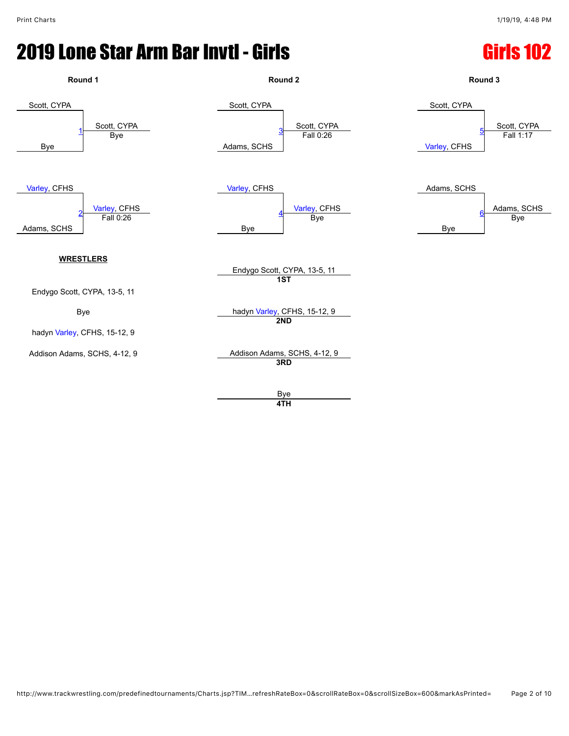# 2019 Lone Star Arm Bar Invtl - Girls

## Girls 102

### Round 1

| Match | Wrestler 1 | Wrestler 2 | Winner | Result |
|---|---|---|---|---|
| 1 | Scott, CYPA | Bye | Scott, CYPA | Bye |
| 2 | Varley, CFHS | Adams, SCHS | Varley, CFHS | Fall 0:26 |

### Round 2

| Match | Wrestler 1 | Wrestler 2 | Winner | Result |
|---|---|---|---|---|
| 3 | Scott, CYPA | Adams, SCHS | Scott, CYPA | Fall 0:26 |
| 4 | Varley, CFHS | Bye | Varley, CFHS | Bye |

### Round 3

| Match | Wrestler 1 | Wrestler 2 | Winner | Result |
|---|---|---|---|---|
| 5 | Scott, CYPA | Varley, CFHS | Scott, CYPA | Fall 1:17 |
| 6 | Adams, SCHS | Bye | Adams, SCHS | Bye |

**WRESTLERS**

Endygo Scott, CYPA, 13-5, 11

Bye

hadyn Varley, CFHS, 15-12, 9

Addison Adams, SCHS, 4-12, 9

**Placements**

| Place | Wrestler |
|---|---|
| 1ST | Endygo Scott, CYPA, 13-5, 11 |
| 2ND | hadyn Varley, CFHS, 15-12, 9 |
| 3RD | Addison Adams, SCHS, 4-12, 9 |
| 4TH | Bye |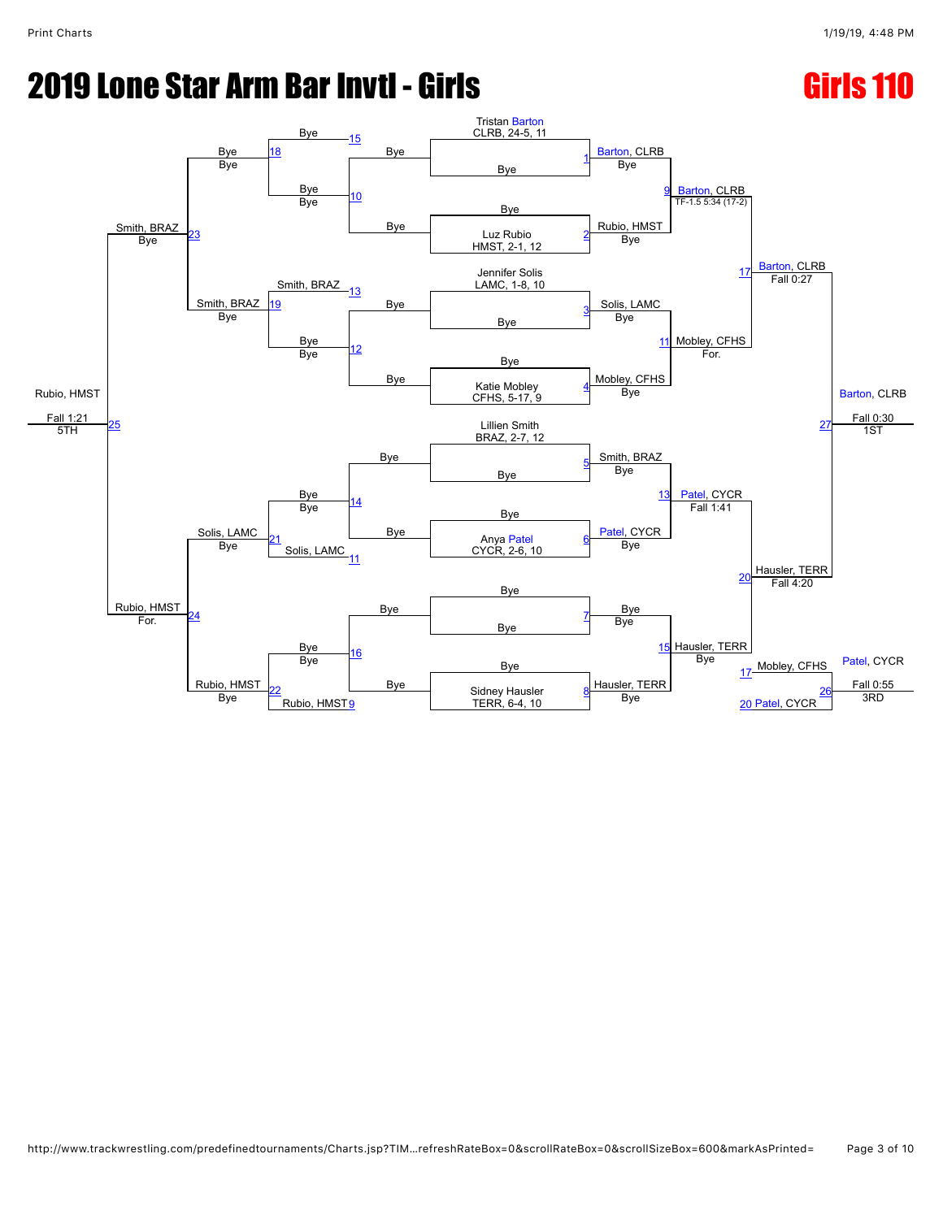# 2019 Lone Star Arm Bar Invtl - Girls

## Girls 110

### Championship Bracket

**First Round**

| Match | Wrestler 1 | Wrestler 2 | Winner | Result |
|---|---|---|---|---|
| 1 | Tristan Barton, CLRB, 24-5, 11 | Bye | Barton, CLRB | Bye |
| 2 | Bye | Luz Rubio, HMST, 2-1, 12 | Rubio, HMST | Bye |
| 3 | Jennifer Solis, LAMC, 1-8, 10 | Bye | Solis, LAMC | Bye |
| 4 | Bye | Katie Mobley, CFHS, 5-17, 9 | Mobley, CFHS | Bye |
| 5 | Lillien Smith, BRAZ, 2-7, 12 | Bye | Smith, BRAZ | Bye |
| 6 | Bye | Anya Patel, CYCR, 2-6, 10 | Patel, CYCR | Bye |
| 7 | Bye | Bye | Bye | Bye |
| 8 | Bye | Sidney Hausler, TERR, 6-4, 10 | Hausler, TERR | Bye |

**Quarterfinals**

| Match | Winner | Result |
|---|---|---|
| 9 | Barton, CLRB | TF-1.5 5:34 (17-2) |
| 11 | Mobley, CFHS | For. |
| 13 | Patel, CYCR | Fall 1:41 |
| 15 | Hausler, TERR | Bye |

**Semifinals**

| Match | Winner | Result |
|---|---|---|
| 17 | Barton, CLRB | Fall 0:27 |
| 20 | Hausler, TERR | Fall 4:20 |

**Final**

| Match | Winner | Result | Place |
|---|---|---|---|
| 27 | Barton, CLRB | Fall 0:30 | 1ST |

**3rd Place**

| Match | Wrestler 1 | Wrestler 2 | Winner | Result | Place |
|---|---|---|---|---|---|
| 26 | Mobley, CFHS (loser of 17) | Patel, CYCR (loser of 20) | Patel, CYCR | Fall 0:55 | 3RD |

### Consolation Bracket

| Match | Wrestler 1 | Wrestler 2 | Winner | Result |
|---|---|---|---|---|
| 10 | Bye | Bye | Bye | Bye |
| 12 | Bye | Bye | Bye | Bye |
| 14 | Bye | Bye | Bye | Bye |
| 16 | Bye | Bye | Bye | Bye |
| 18 | Bye (loser of 15) | Bye | Bye | Bye |
| 19 | Smith, BRAZ (loser of 13) | Bye | Smith, BRAZ | Bye |
| 21 | Bye | Solis, LAMC (loser of 11) | Solis, LAMC | Bye |
| 22 | Bye | Rubio, HMST (loser of 9) | Rubio, HMST | Bye |
| 23 | Bye | Smith, BRAZ | Smith, BRAZ | Bye |
| 24 | Solis, LAMC | Rubio, HMST | Rubio, HMST | For. |
| 25 | Smith, BRAZ | Rubio, HMST | Rubio, HMST | Fall 1:21 (5TH) |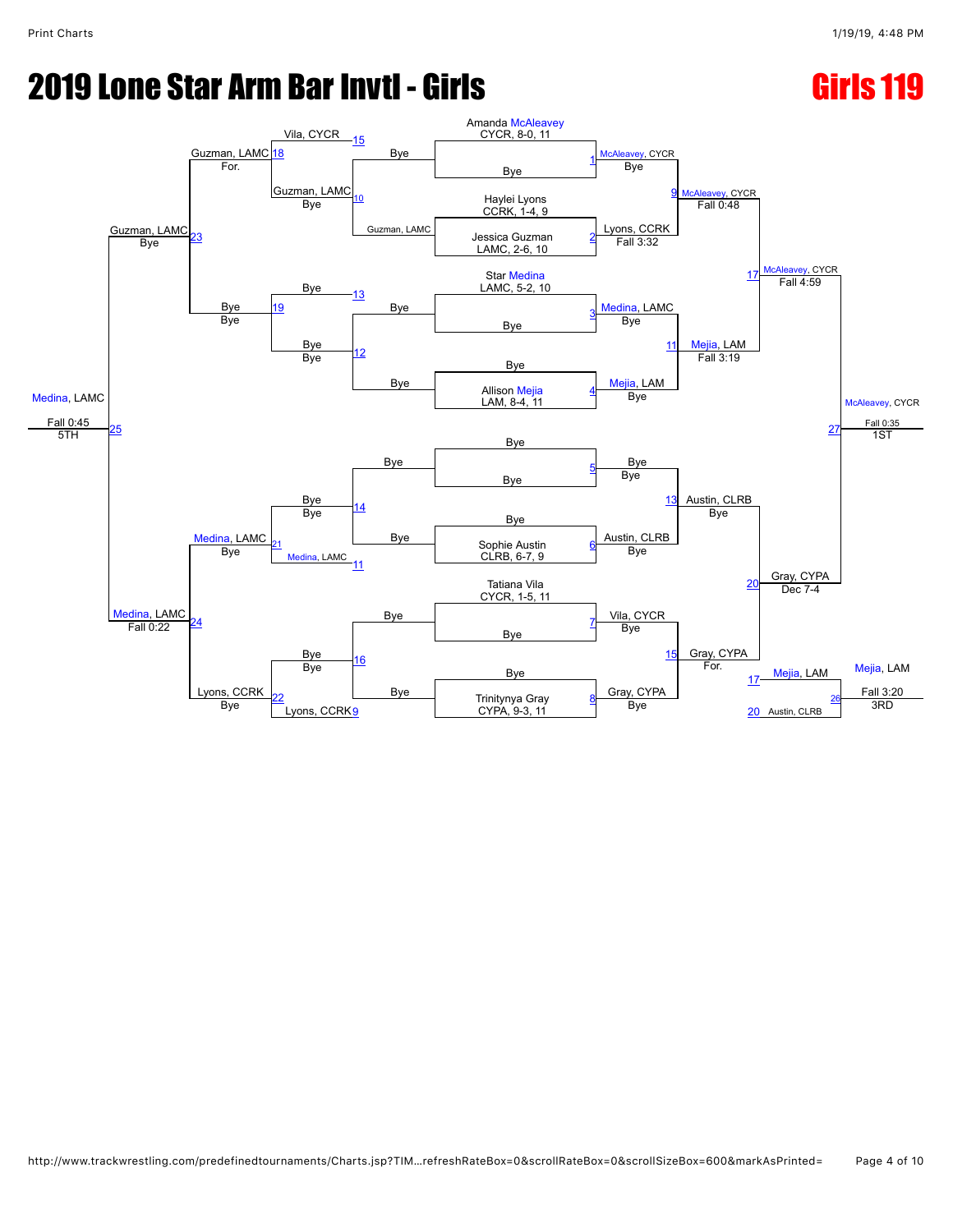# 2019 Lone Star Arm Bar Invtl - Girls

## Girls 119

### Championship Bracket

| Bout | Wrestler 1 | Wrestler 2 | Winner | Result |
|---|---|---|---|---|
| 1 | Amanda McAleavey, CYCR, 8-0, 11 | Bye | McAleavey, CYCR | Bye |
| 2 | Haylei Lyons, CCRK, 1-4, 9 | Jessica Guzman, LAMC, 2-6, 10 | Lyons, CCRK | Fall 3:32 |
| 3 | Star Medina, LAMC, 5-2, 10 | Bye | Medina, LAMC | Bye |
| 4 | Bye | Allison Mejia, LAM, 8-4, 11 | Mejia, LAM | Bye |
| 5 | Bye | Bye | Bye | Bye |
| 6 | Bye | Sophie Austin, CLRB, 6-7, 9 | Austin, CLRB | Bye |
| 7 | Tatiana Vila, CYCR, 1-5, 11 | Bye | Vila, CYCR | Bye |
| 8 | Bye | Trinitynya Gray, CYPA, 9-3, 11 | Gray, CYPA | Bye |
| 9 | McAleavey, CYCR | Lyons, CCRK | McAleavey, CYCR | Fall 0:48 |
| 11 | Medina, LAMC | Mejia, LAM | Mejia, LAM | Fall 3:19 |
| 13 | Bye | Austin, CLRB | Austin, CLRB | Bye |
| 15 | Vila, CYCR | Gray, CYPA | Gray, CYPA | For. |
| 17 | McAleavey, CYCR | Mejia, LAM | McAleavey, CYCR | Fall 4:59 |
| 20 | Austin, CLRB | Gray, CYPA | Gray, CYPA | Dec 7-4 |
| 27 | McAleavey, CYCR | Gray, CYPA | McAleavey, CYCR | Fall 0:35 (1ST) |

### Consolation Bracket

| Bout | Wrestler 1 | Wrestler 2 | Winner | Result |
|---|---|---|---|---|
| 10 | Bye | Guzman, LAMC | Guzman, LAMC | Bye |
| 12 | Bye | Bye | Bye | Bye |
| 14 | Bye | Bye | Bye | Bye |
| 16 | Bye | Bye | Bye | Bye |
| 18 | Vila, CYCR (15) | Guzman, LAMC (10) | Guzman, LAMC | For. |
| 19 | Bye (13) | Bye (12) | Bye | Bye |
| 21 | Bye (14) | Medina, LAMC (11) | Medina, LAMC | Bye |
| 22 | Bye (16) | Lyons, CCRK (9) | Lyons, CCRK | Bye |
| 23 | Guzman, LAMC | Bye | Guzman, LAMC | Bye |
| 24 | Medina, LAMC | Lyons, CCRK | Medina, LAMC | Fall 0:22 |
| 25 | Guzman, LAMC | Medina, LAMC | Medina, LAMC | Fall 0:45 (5TH) |
| 26 | Mejia, LAM (17) | Austin, CLRB (20) | Mejia, LAM | Fall 3:20 (3RD) |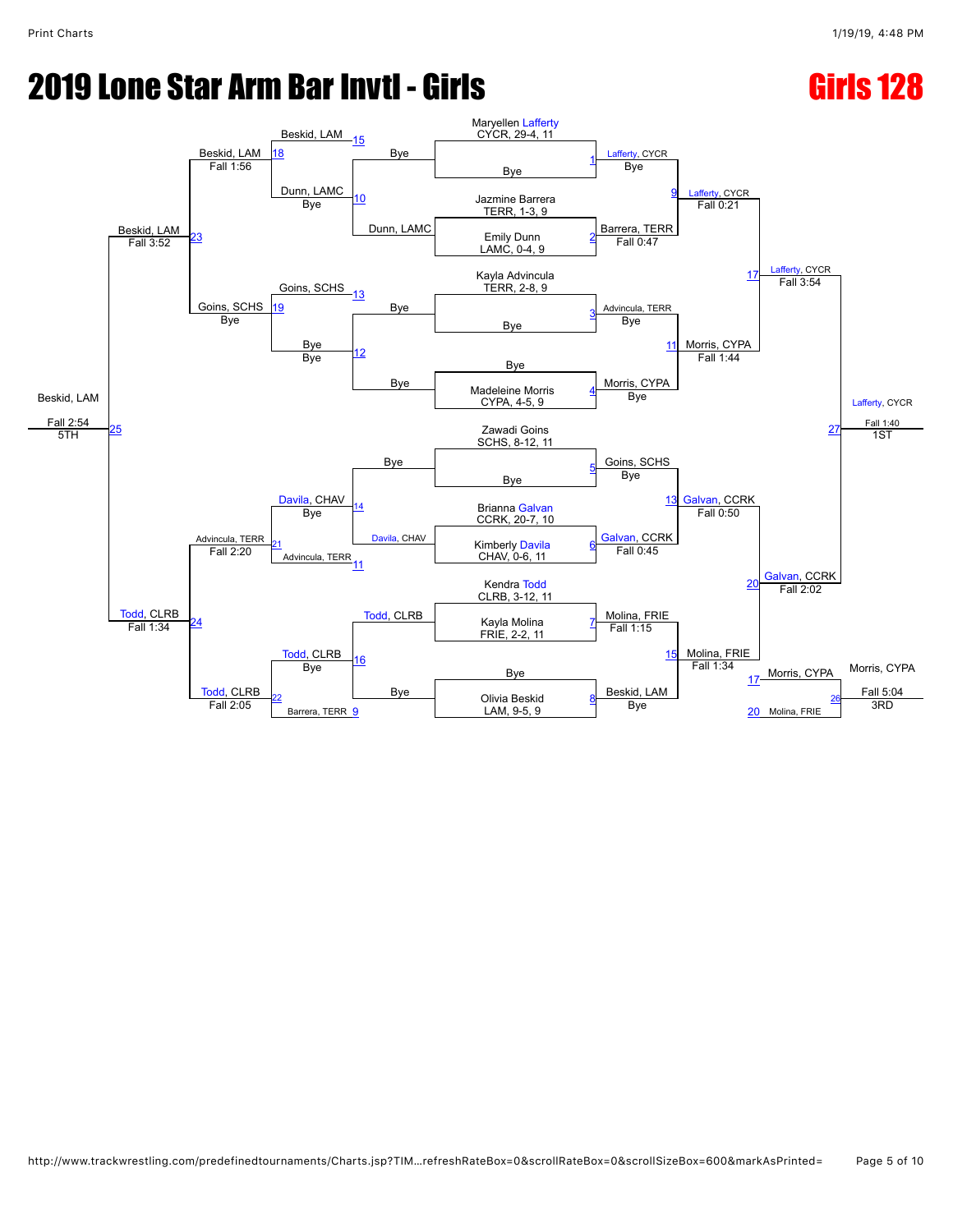# 2019 Lone Star Arm Bar Invtl - Girls

## Girls 128

### Championship Bracket

**Round 1**

- Match 1: Maryellen Lafferty (CYCR, 29-4, 11) vs Bye — Lafferty, CYCR, Bye
- Match 2: Jazmine Barrera (TERR, 1-3, 9) vs Emily Dunn (LAMC, 0-4, 9) — Barrera, TERR, Fall 0:47
- Match 3: Kayla Advincula (TERR, 2-8, 9) vs Bye — Advincula, TERR, Bye
- Match 4: Bye vs Madeleine Morris (CYPA, 4-5, 9) — Morris, CYPA, Bye
- Match 5: Zawadi Goins (SCHS, 8-12, 11) vs Bye — Goins, SCHS, Bye
- Match 6: Brianna Galvan (CCRK, 20-7, 10) vs Kimberly Davila (CHAV, 0-6, 11) — Galvan, CCRK, Fall 0:45
- Match 7: Kendra Todd (CLRB, 3-12, 11) vs Kayla Molina (FRIE, 2-2, 11) — Molina, FRIE, Fall 1:15
- Match 8: Bye vs Olivia Beskid (LAM, 9-5, 9) — Beskid, LAM, Bye

**Quarterfinals**

- Match 9: Lafferty, CYCR — Fall 0:21
- Match 11: Morris, CYPA — Fall 1:44
- Match 13: Galvan, CCRK — Fall 0:50
- Match 15: Molina, FRIE — Fall 1:34

**Semifinals**

- Match 17: Lafferty, CYCR — Fall 3:54
- Match 20: Galvan, CCRK — Fall 2:02

**Final**

- Match 27: Lafferty, CYCR — Fall 1:40 — 1ST

### Consolation Bracket

- Match 10: Dunn, LAMC — Bye
- Match 12: Bye — Bye
- Match 14: Davila, CHAV — Bye
- Match 16: Todd, CLRB — Bye
- Match 15 (loser): Beskid, LAM
- Match 13 (loser): Goins, SCHS
- Match 11 (loser): Advincula, TERR
- Match 9 (loser): Barrera, TERR
- Match 18: Beskid, LAM — Fall 1:56
- Match 19: Goins, SCHS — Bye
- Match 21: Advincula, TERR — Fall 2:20
- Match 22: Todd, CLRB — Fall 2:05
- Match 23: Beskid, LAM — Fall 3:52
- Match 24: Todd, CLRB — Fall 1:34
- Match 25: Beskid, LAM — Fall 2:54 — 5TH
- Match 26: Morris, CYPA (loser of 17) vs Molina, FRIE (loser of 20) — Morris, CYPA, Fall 5:04 — 3RD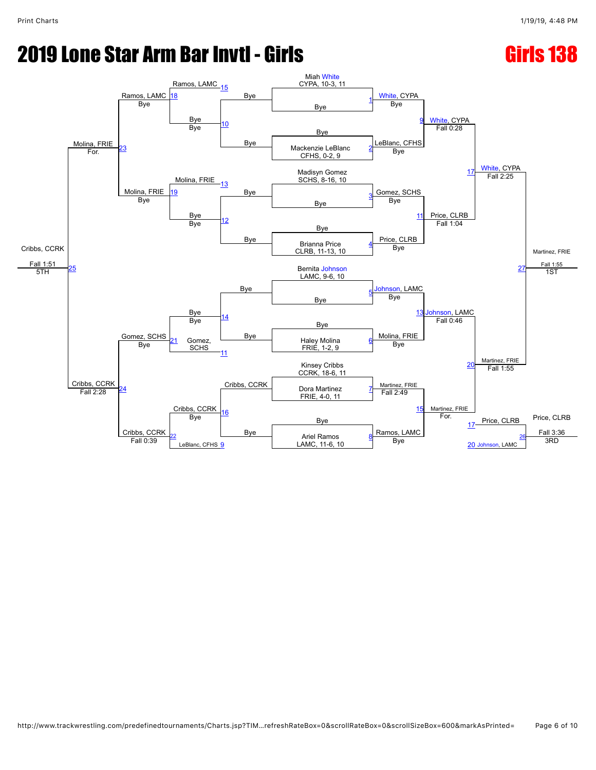# 2019 Lone Star Arm Bar Invtl - Girls

## Girls 138

**Championship Bracket**

| Bout | Wrestler 1 | Wrestler 2 | Winner | Result |
|---|---|---|---|---|
| 1 | Miah White, CYPA, 10-3, 11 | Bye | White, CYPA | Bye |
| 2 | Bye | Mackenzie LeBlanc, CFHS, 0-2, 9 | LeBlanc, CFHS | Bye |
| 3 | Madisyn Gomez, SCHS, 8-16, 10 | Bye | Gomez, SCHS | Bye |
| 4 | Bye | Brianna Price, CLRB, 11-13, 10 | Price, CLRB | Bye |
| 5 | Bernita Johnson, LAMC, 9-6, 10 | Bye | Johnson, LAMC | Bye |
| 6 | Bye | Haley Molina, FRIE, 1-2, 9 | Molina, FRIE | Bye |
| 7 | Kinsey Cribbs, CCRK, 18-6, 11 | Dora Martinez, FRIE, 4-0, 11 | Martinez, FRIE | Fall 2:49 |
| 8 | Bye | Ariel Ramos, LAMC, 11-6, 10 | Ramos, LAMC | Bye |
| 9 | White, CYPA | LeBlanc, CFHS | White, CYPA | Fall 0:28 |
| 11 | Gomez, SCHS | Price, CLRB | Price, CLRB | Fall 1:04 |
| 13 | Johnson, LAMC | Molina, FRIE | Johnson, LAMC | Fall 0:46 |
| 15 | Martinez, FRIE | Ramos, LAMC | Martinez, FRIE | For. |
| 17 | White, CYPA | Price, CLRB | White, CYPA | Fall 2:25 |
| 20 | Johnson, LAMC | Martinez, FRIE | Martinez, FRIE | Fall 1:55 |
| 27 | White, CYPA | Martinez, FRIE | Martinez, FRIE | Fall 1:55 — 1ST |

**Consolation Bracket**

| Bout | Wrestler 1 | Wrestler 2 | Winner | Result |
|---|---|---|---|---|
| 10 | Bye | Bye | Bye | Bye |
| 12 | Bye | Bye | Bye | Bye |
| 14 | Bye | Bye | Bye | Bye |
| 16 | Cribbs, CCRK | Bye | Cribbs, CCRK | Bye |
| 15 | Ramos, LAMC (Loser of 15) | Bye (Winner of 10) | Ramos, LAMC | Bye |
| 13 | Molina, FRIE (Loser of 13) | Bye (Winner of 12) | Molina, FRIE | Bye |
| 11 | Bye (Winner of 14) | Gomez, SCHS (Loser of 11) | Gomez, SCHS | Bye |
| 9 | Cribbs, CCRK (Winner of 16) | LeBlanc, CFHS (Loser of 9) | Cribbs, CCRK | Fall 0:39 |
| 18 | Ramos, LAMC | Bye | Ramos, LAMC | Bye |
| 19 | Molina, FRIE | Bye | Molina, FRIE | Bye |
| 21 | Bye | Gomez, SCHS | Gomez, SCHS | Bye |
| 22 | Cribbs, CCRK | LeBlanc, CFHS | Cribbs, CCRK | Fall 0:39 |
| 23 | Ramos, LAMC | Molina, FRIE | Molina, FRIE | For. |
| 24 | Gomez, SCHS | Cribbs, CCRK | Cribbs, CCRK | Fall 2:28 |
| 25 | Molina, FRIE | Cribbs, CCRK | Cribbs, CCRK | Fall 1:51 — 5TH |
| 26 | Price, CLRB (Loser of 17) | Johnson, LAMC (Loser of 20) | Price, CLRB | Fall 3:36 — 3RD |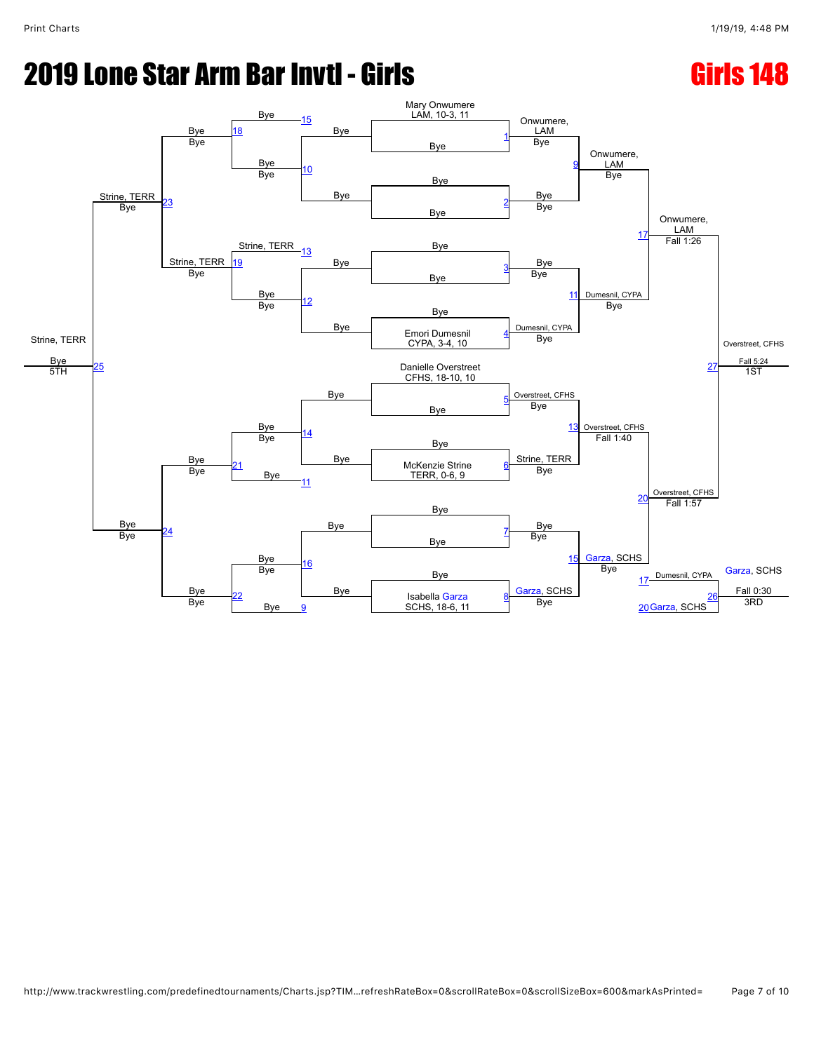# 2019 Lone Star Arm Bar Invtl - Girls

## Girls 148

**Championship Bracket**

| Match | Wrestler 1 | Wrestler 2 | Winner | Result |
|---|---|---|---|---|
| 1 | Mary Onwumere, LAM, 10-3, 11 | Bye | Onwumere, LAM | Bye |
| 2 | Bye | Bye | Bye | Bye |
| 3 | Bye | Bye | Bye | Bye |
| 4 | Bye | Emori Dumesnil, CYPA, 3-4, 10 | Dumesnil, CYPA | Bye |
| 5 | Danielle Overstreet, CFHS, 18-10, 10 | Bye | Overstreet, CFHS | Bye |
| 6 | Bye | McKenzie Strine, TERR, 0-6, 9 | Strine, TERR | Bye |
| 7 | Bye | Bye | Bye | Bye |
| 8 | Bye | Isabella Garza, SCHS, 18-6, 11 | Garza, SCHS | Bye |
| 9 | Onwumere, LAM | Bye | Onwumere, LAM | Bye |
| 11 | Bye | Dumesnil, CYPA | Dumesnil, CYPA | Bye |
| 13 | Overstreet, CFHS | Strine, TERR | Overstreet, CFHS | Fall 1:40 |
| 15 | Bye | Garza, SCHS | Garza, SCHS | Bye |
| 17 | Onwumere, LAM | Dumesnil, CYPA | Onwumere, LAM | Fall 1:26 |
| 20 | Overstreet, CFHS | Garza, SCHS | Overstreet, CFHS | Fall 1:57 |
| 27 | Onwumere, LAM | Overstreet, CFHS | Overstreet, CFHS (1ST) | Fall 5:24 |

**Consolation Bracket**

| Match | Wrestler 1 | Wrestler 2 | Winner | Result |
|---|---|---|---|---|
| 9 | Bye | Bye | Bye | |
| 10 | Bye | Bye | Bye | Bye |
| 11 | Bye | Bye | Bye | |
| 12 | Bye | Bye | Bye | Bye |
| 13 | Strine, TERR | Bye | Strine, TERR | |
| 14 | Bye | Bye | Bye | Bye |
| 15 | Bye | Bye | Bye | |
| 16 | Bye | Bye | Bye | Bye |
| 18 | Bye | Bye | Bye | Bye |
| 19 | Strine, TERR | Bye | Strine, TERR | Bye |
| 21 | Bye | Bye | Bye | Bye |
| 22 | Bye | Bye | Bye | Bye |
| 23 | Bye | Strine, TERR | Strine, TERR | Bye |
| 24 | Bye | Bye | Bye | Bye |
| 25 | Strine, TERR | Bye | Strine, TERR (5TH) | Bye |
| 26 | Dumesnil, CYPA | Garza, SCHS | Garza, SCHS (3RD) | Fall 0:30 |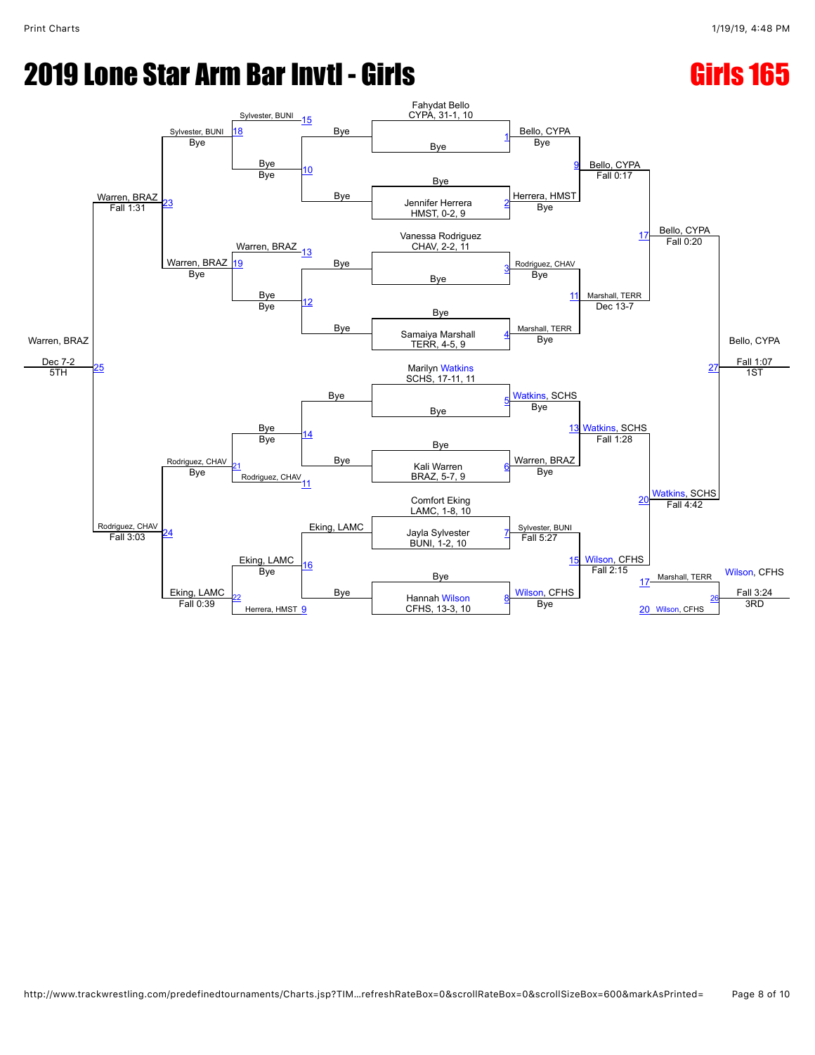# 2019 Lone Star Arm Bar Invtl - Girls

## Girls 165

### Championship Bracket

**First Round / Second Round**

| Match | Wrestler 1 | Wrestler 2 | Winner | Result |
|---|---|---|---|---|
| 1 | Fahydat Bello, CYPA, 31-1, 10 | Bye | Bello, CYPA | Bye |
| 2 | Bye | Jennifer Herrera, HMST, 0-2, 9 | Herrera, HMST | Bye |
| 3 | Vanessa Rodriguez, CHAV, 2-2, 11 | Bye | Rodriguez, CHAV | Bye |
| 4 | Bye | Samaiya Marshall, TERR, 4-5, 9 | Marshall, TERR | Bye |
| 5 | Marilyn Watkins, SCHS, 17-11, 11 | Bye | Watkins, SCHS | Bye |
| 6 | Bye | Kali Warren, BRAZ, 5-7, 9 | Warren, BRAZ | Bye |
| 7 | Comfort Eking, LAMC, 1-8, 10 | Jayla Sylvester, BUNI, 1-2, 10 | Sylvester, BUNI | Fall 5:27 |
| 8 | Bye | Hannah Wilson, CFHS, 13-3, 10 | Wilson, CFHS | Bye |

**Quarterfinals**

| Match | Wrestler 1 | Wrestler 2 | Winner | Result |
|---|---|---|---|---|
| 9 | Bello, CYPA | Herrera, HMST | Bello, CYPA | Fall 0:17 |
| 11 | Rodriguez, CHAV | Marshall, TERR | Marshall, TERR | Dec 13-7 |
| 13 | Watkins, SCHS | Warren, BRAZ | Watkins, SCHS | Fall 1:28 |
| 15 | Sylvester, BUNI | Wilson, CFHS | Wilson, CFHS | Fall 2:15 |

**Semifinals**

| Match | Wrestler 1 | Wrestler 2 | Winner | Result |
|---|---|---|---|---|
| 17 | Bello, CYPA | Marshall, TERR | Bello, CYPA | Fall 0:20 |
| 20 | Watkins, SCHS | Wilson, CFHS | Watkins, SCHS | Fall 4:42 |

**Final**

| Match | Wrestler 1 | Wrestler 2 | Winner | Result |
|---|---|---|---|---|
| 27 | Bello, CYPA | Watkins, SCHS | Bello, CYPA | Fall 1:07 (1ST) |

**3rd Place**

| Match | Wrestler 1 | Wrestler 2 | Winner | Result |
|---|---|---|---|---|
| 26 | Marshall, TERR | Wilson, CFHS | Wilson, CFHS | Fall 3:24 (3RD) |

### Consolation Bracket

| Match | Wrestler 1 | Wrestler 2 | Winner | Result |
|---|---|---|---|---|
| 10 | Bye | Bye | Bye | Bye |
| 12 | Bye | Bye | Bye | Bye |
| 14 | Bye | Bye | Bye | Bye |
| 16 | Eking, LAMC | Bye | Eking, LAMC | Bye |
| 18 | Sylvester, BUNI (from 15) | Bye | Sylvester, BUNI | Bye |
| 19 | Warren, BRAZ (from 13) | Bye | Warren, BRAZ | Bye |
| 21 | Bye | Rodriguez, CHAV (from 11) | Rodriguez, CHAV | Bye |
| 22 | Eking, LAMC | Herrera, HMST (from 9) | Eking, LAMC | Fall 0:39 |
| 23 | Sylvester, BUNI | Warren, BRAZ | Warren, BRAZ | Fall 1:31 |
| 24 | Rodriguez, CHAV | Eking, LAMC | Rodriguez, CHAV | Fall 3:03 |
| 25 | Warren, BRAZ | Rodriguez, CHAV | Warren, BRAZ | Dec 7-2 (5TH) |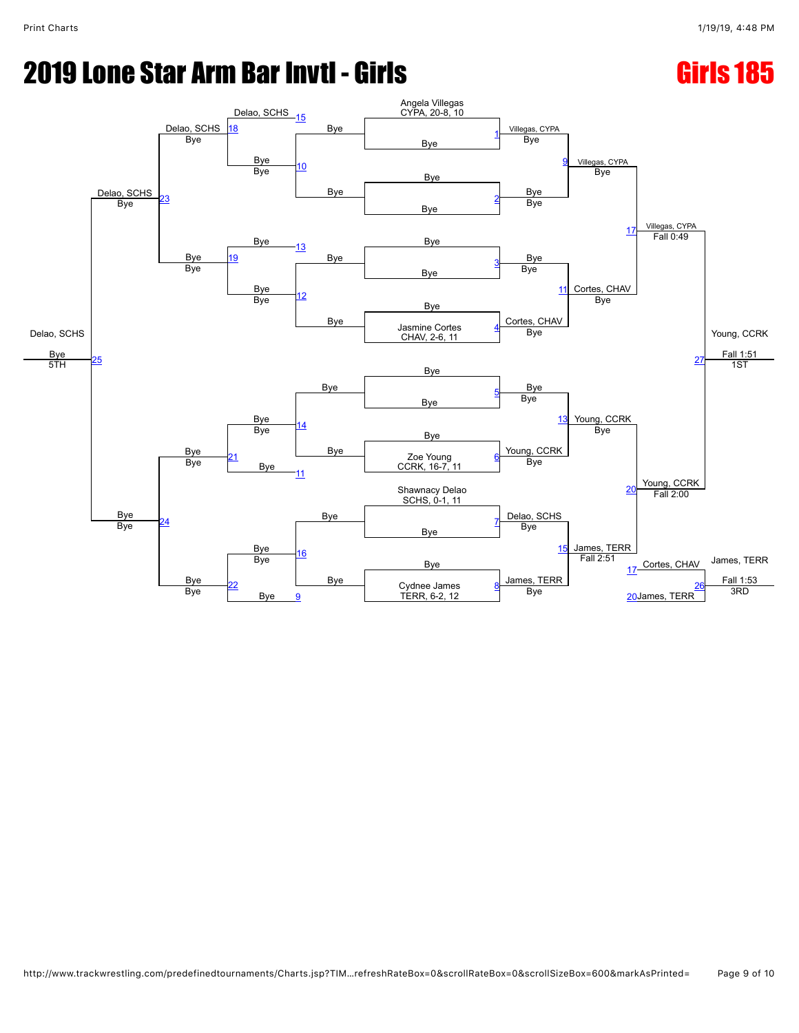# 2019 Lone Star Arm Bar Invtl - Girls

## Girls 185

### Championship Bracket

**Round 1**

| Match | Wrestler 1 | Wrestler 2 | Winner | Result |
|---|---|---|---|---|
| 1 | Angela Villegas, CYPA, 20-8, 10 | Bye | Villegas, CYPA | Bye |
| 2 | Bye | Bye | Bye | Bye |
| 3 | Bye | Bye | Bye | Bye |
| 4 | Bye | Jasmine Cortes, CHAV, 2-6, 11 | Cortes, CHAV | Bye |
| 5 | Bye | Bye | Bye | Bye |
| 6 | Bye | Zoe Young, CCRK, 16-7, 11 | Young, CCRK | Bye |
| 7 | Shawnacy Delao, SCHS, 0-1, 11 | Bye | Delao, SCHS | Bye |
| 8 | Bye | Cydnee James, TERR, 6-2, 12 | James, TERR | Bye |

**Quarterfinals**

| Match | Winner | Result |
|---|---|---|
| 9 | Villegas, CYPA | Bye |
| 11 | Cortes, CHAV | Bye |
| 13 | Young, CCRK | Bye |
| 15 | James, TERR | Fall 2:51 |

**Semifinals**

| Match | Winner | Result |
|---|---|---|
| 17 | Villegas, CYPA | Fall 0:49 |
| 20 | Young, CCRK | Fall 2:00 |

**Final**

| Match | Winner | Result | Place |
|---|---|---|---|
| 27 | Young, CCRK | Fall 1:51 | 1ST |

**3rd Place**

| Match | Wrestler 1 | Wrestler 2 | Winner | Result | Place |
|---|---|---|---|---|---|
| 26 | Cortes, CHAV (17) | James, TERR (20) | James, TERR | Fall 1:53 | 3RD |

### Consolation Bracket

| Match | Wrestler 1 | Wrestler 2 | Winner | Result |
|---|---|---|---|---|
| 10 | Bye | Bye | Bye | Bye |
| 12 | Bye | Bye | Bye | Bye |
| 14 | Bye | Bye | Bye | Bye |
| 16 | Bye | Bye | Bye | Bye |
| 18 | Delao, SCHS (15) | Bye (10) | Delao, SCHS | Bye |
| 19 | Bye (13) | Bye (12) | Bye | Bye |
| 21 | Bye (14) | Bye (11) | Bye | Bye |
| 22 | Bye (16) | Bye (9) | Bye | Bye |
| 23 | Delao, SCHS | Bye | Delao, SCHS | Bye |
| 24 | Bye | Bye | Bye | Bye |
| 25 | Delao, SCHS | Bye | Delao, SCHS | Bye — 5TH |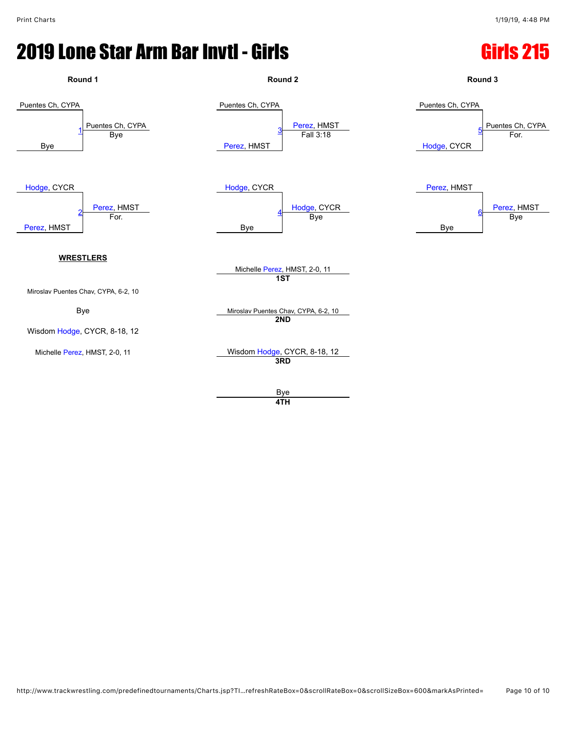# 2019 Lone Star Arm Bar Invtl - Girls

## Girls 215

### Round 1

Puentes Ch, CYPA
Bye
1 — Puentes Ch, CYPA — Bye

Hodge, CYCR
Perez, HMST
2 — Perez, HMST — For.

### Round 2

Puentes Ch, CYPA
Perez, HMST
3 — Perez, HMST — Fall 3:18

Hodge, CYCR
Bye
4 — Hodge, CYCR — Bye

### Round 3

Puentes Ch, CYPA
Hodge, CYCR
5 — Puentes Ch, CYPA — For.

Perez, HMST
Bye
6 — Perez, HMST — Bye

**WRESTLERS**

Miroslav Puentes Chav, CYPA, 6-2, 10

Bye

Wisdom Hodge, CYCR, 8-18, 12

Michelle Perez, HMST, 2-0, 11

**1ST**: Michelle Perez, HMST, 2-0, 11

**2ND**: Miroslav Puentes Chav, CYPA, 6-2, 10

**3RD**: Wisdom Hodge, CYCR, 8-18, 12

**4TH**: Bye